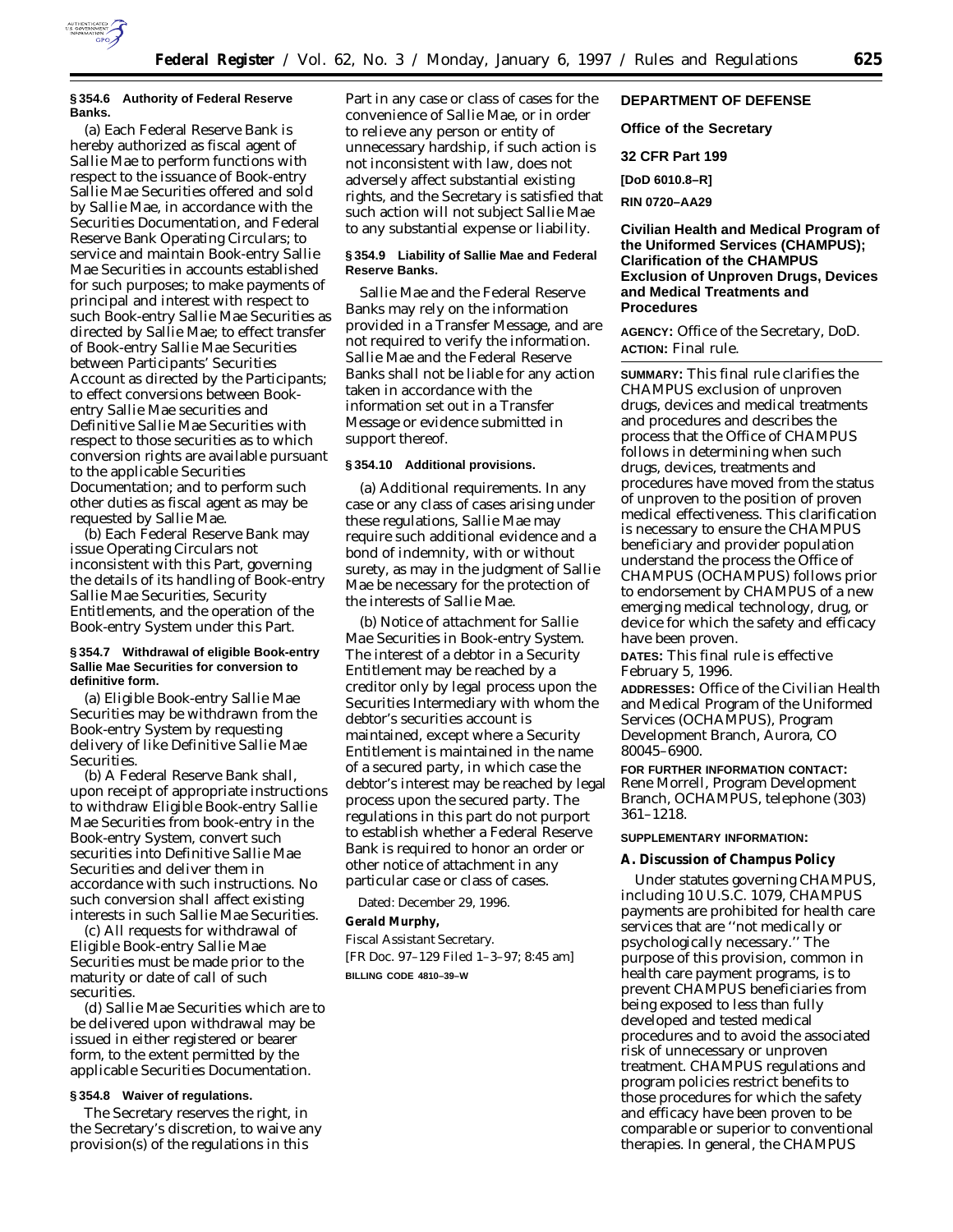### § 354.6 Authority of Federal Reserve Banks.

(a) Each Federal Reserve Bank is hereby authorized as fiscal agent of Sallie Mae to perform functions with respect to the issuance of Book-entry Sallie Mae Securities offered and sold by Sallie Mae, in accordance with the Securities Documentation, and Federal Reserve Bank Operating Circulars; to service and maintain Book-entry Sallie Mae Securities in accounts established for such purposes; to make payments of principal and interest with respect to such Book-entry Sallie Mae Securities as directed by Sallie Mae; to effect transfer of Book-entry Sallie Mae Securities between Participants' Securities Account as directed by the Participants; to effect conversions between Book-entry Sallie Mae securities and Definitive Sallie Mae Securities with respect to those securities as to which conversion rights are available pursuant to the applicable Securities Documentation; and to perform such other duties as fiscal agent as may be requested by Sallie Mae.

(b) Each Federal Reserve Bank may issue Operating Circulars not inconsistent with this Part, governing the details of its handling of Book-entry Sallie Mae Securities, Security Entitlements, and the operation of the Book-entry System under this Part.

### § 354.7 Withdrawal of eligible Book-entry Sallie Mae Securities for conversion to definitive form.

(a) Eligible Book-entry Sallie Mae Securities may be withdrawn from the Book-entry System by requesting delivery of like Definitive Sallie Mae Securities.

(b) A Federal Reserve Bank shall, upon receipt of appropriate instructions to withdraw Eligible Book-entry Sallie Mae Securities from book-entry in the Book-entry System, convert such securities into Definitive Sallie Mae Securities and deliver them in accordance with such instructions. No such conversion shall affect existing interests in such Sallie Mae Securities.

(c) All requests for withdrawal of Eligible Book-entry Sallie Mae Securities must be made prior to the maturity or date of call of such securities.

(d) Sallie Mae Securities which are to be delivered upon withdrawal may be issued in either registered or bearer form, to the extent permitted by the applicable Securities Documentation.

### § 354.8 Waiver of regulations.

The Secretary reserves the right, in the Secretary's discretion, to waive any provision(s) of the regulations in this Part in any case or class of cases for the convenience of Sallie Mae, or in order to relieve any person or entity of unnecessary hardship, if such action is not inconsistent with law, does not adversely affect substantial existing rights, and the Secretary is satisfied that such action will not subject Sallie Mae to any substantial expense or liability.

### § 354.9 Liability of Sallie Mae and Federal Reserve Banks.

Sallie Mae and the Federal Reserve Banks may rely on the information provided in a Transfer Message, and are not required to verify the information. Sallie Mae and the Federal Reserve Banks shall not be liable for any action taken in accordance with the information set out in a Transfer Message or evidence submitted in support thereof.

### § 354.10 Additional provisions.

(a) *Additional requirements.* In any case or any class of cases arising under these regulations, Sallie Mae may require such additional evidence and a bond of indemnity, with or without surety, as may in the judgment of Sallie Mae be necessary for the protection of the interests of Sallie Mae.

(b) *Notice of attachment for Sallie Mae Securities in Book-entry System.* The interest of a debtor in a Security Entitlement may be reached by a creditor only by legal process upon the Securities Intermediary with whom the debtor's securities account is maintained, except where a Security Entitlement is maintained in the name of a secured party, in which case the debtor's interest may be reached by legal process upon the secured party. The regulations in this part do not purport to establish whether a Federal Reserve Bank is required to honor an order or other notice of attachment in any particular case or class of cases.

Dated: December 29, 1996.

**Gerald Murphy,**

*Fiscal Assistant Secretary.*

[FR Doc. 97–129 Filed 1–3–97; 8:45 am]

**BILLING CODE 4810–39–W**

## DEPARTMENT OF DEFENSE

### Office of the Secretary

### 32 CFR Part 199

**[DoD 6010.8–R]**

**RIN 0720–AA29**

### Civilian Health and Medical Program of the Uniformed Services (CHAMPUS); Clarification of the CHAMPUS Exclusion of Unproven Drugs, Devices and Medical Treatments and Procedures

**AGENCY:** Office of the Secretary, DoD.

**ACTION:** Final rule.

**SUMMARY:** This final rule clarifies the CHAMPUS exclusion of unproven drugs, devices and medical treatments and procedures and describes the process that the Office of CHAMPUS follows in determining when such drugs, devices, treatments and procedures have moved from the status of unproven to the position of proven medical effectiveness. This clarification is necessary to ensure the CHAMPUS beneficiary and provider population understand the process the Office of CHAMPUS (OCHAMPUS) follows prior to endorsement by CHAMPUS of a new emerging medical technology, drug, or device for which the safety and efficacy have been proven.

**DATES:** This final rule is effective February 5, 1996.

**ADDRESSES:** Office of the Civilian Health and Medical Program of the Uniformed Services (OCHAMPUS), Program Development Branch, Aurora, CO 80045–6900.

**FOR FURTHER INFORMATION CONTACT:** Rene Morrell, Program Development Branch, OCHAMPUS, telephone (303) 361–1218.

**SUPPLEMENTARY INFORMATION:**

#### A. Discussion of Champus Policy

Under statutes governing CHAMPUS, including 10 U.S.C. 1079, CHAMPUS payments are prohibited for health care services that are ''not medically or psychologically necessary.'' The purpose of this provision, common in health care payment programs, is to prevent CHAMPUS beneficiaries from being exposed to less than fully developed and tested medical procedures and to avoid the associated risk of unnecessary or unproven treatment. CHAMPUS regulations and program policies restrict benefits to those procedures for which the safety and efficacy have been proven to be comparable or superior to conventional therapies. In general, the CHAMPUS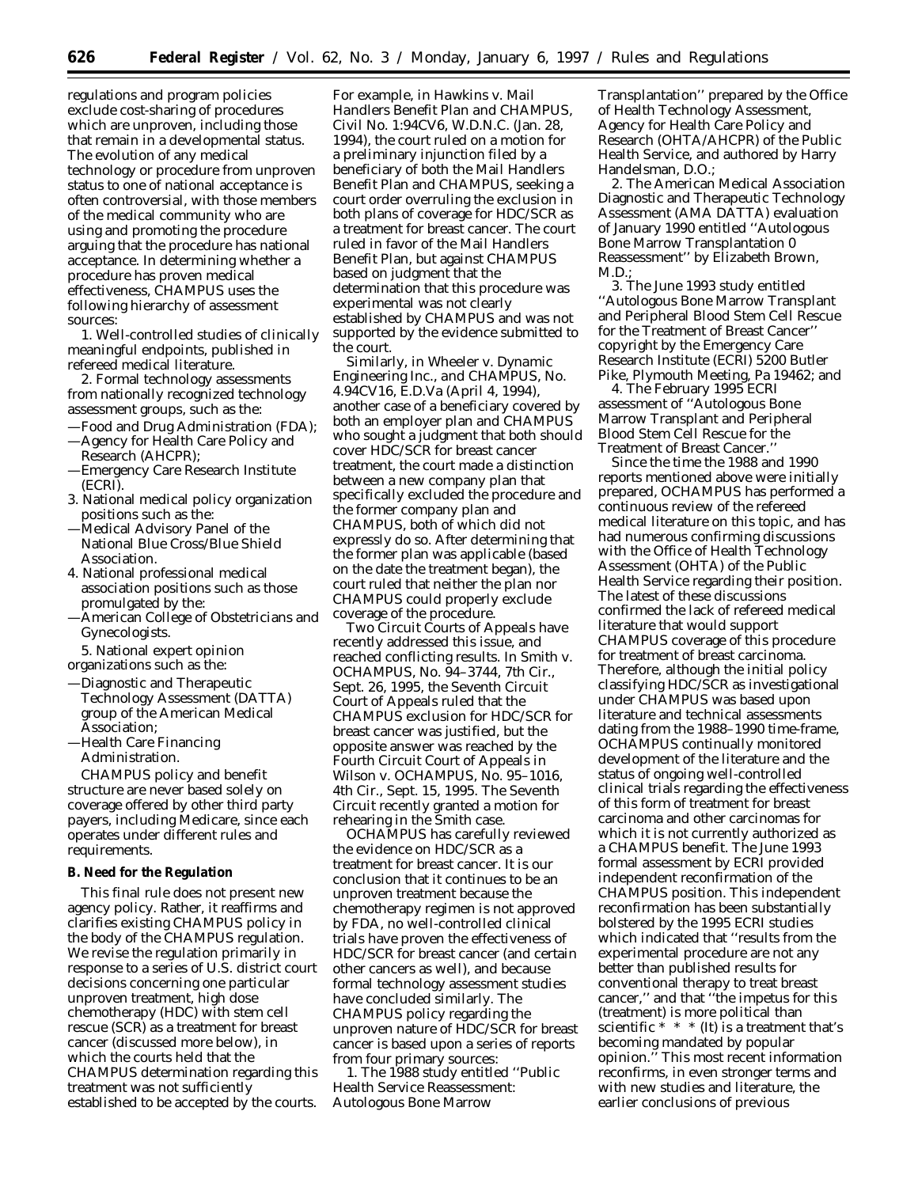regulations and program policies exclude cost-sharing of procedures which are unproven, including those that remain in a developmental status. The evolution of any medical technology or procedure from unproven status to one of national acceptance is often controversial, with those members of the medical community who are using and promoting the procedure arguing that the procedure has national acceptance. In determining whether a procedure has proven medical effectiveness, CHAMPUS uses the following hierarchy of assessment sources:

1. Well-controlled studies of clinically meaningful endpoints, published in refereed medical literature.

2. Formal technology assessments from nationally recognized technology assessment groups, such as the:
—Food and Drug Administration (FDA);
—Agency for Health Care Policy and Research (AHCPR);
—Emergency Care Research Institute (ECRI).

3. National medical policy organization positions such as the:
—Medical Advisory Panel of the National Blue Cross/Blue Shield Association.

4. National professional medical association positions such as those promulgated by the:
—American College of Obstetricians and Gynecologists.

5. National expert opinion organizations such as the:
—Diagnostic and Therapeutic Technology Assessment (DATTA) group of the American Medical Association;
—Health Care Financing Administration.

CHAMPUS policy and benefit structure are never based solely on coverage offered by other third party payers, including Medicare, since each operates under different rules and requirements.

**B. Need for the Regulation**

This final rule does not present new agency policy. Rather, it reaffirms and clarifies existing CHAMPUS policy in the body of the CHAMPUS regulation. We revise the regulation primarily in response to a series of U.S. district court decisions concerning one particular unproven treatment, high dose chemotherapy (HDC) with stem cell rescue (SCR) as a treatment for breast cancer (discussed more below), in which the courts held that the CHAMPUS determination regarding this treatment was not sufficiently established to be accepted by the courts. For example, in *Hawkins* v. *Mail Handlers Benefit Plan and CHAMPUS,* Civil No. 1:94CV6, W.D.N.C. (Jan. 28, 1994), the court ruled on a motion for a preliminary injunction filed by a beneficiary of both the Mail Handlers Benefit Plan and CHAMPUS, seeking a court order overruling the exclusion in both plans of coverage for HDC/SCR as a treatment for breast cancer. The court ruled in favor of the Mail Handlers Benefit Plan, but against CHAMPUS based on judgment that the determination that this procedure was experimental was not clearly established by CHAMPUS and was not supported by the evidence submitted to the court.

Similarly, in *Wheeler* v. *Dynamic Engineering Inc., and CHAMPUS,* No. 4.94CV16, E.D.Va (April 4, 1994), another case of a beneficiary covered by both an employer plan and CHAMPUS who sought a judgment that both should cover HDC/SCR for breast cancer treatment, the court made a distinction between a new company plan that specifically excluded the procedure and the former company plan and CHAMPUS, both of which did not expressly do so. After determining that the former plan was applicable (based on the date the treatment began), the court ruled that neither the plan nor CHAMPUS could properly exclude coverage of the procedure.

Two Circuit Courts of Appeals have recently addressed this issue, and reached conflicting results. In *Smith* v. *OCHAMPUS,* No. 94–3744, 7th Cir., Sept. 26, 1995, the Seventh Circuit Court of Appeals ruled that the CHAMPUS exclusion for HDC/SCR for breast cancer was justified, but the opposite answer was reached by the Fourth Circuit Court of Appeals in *Wilson* v. *OCHAMPUS,* No. 95–1016, 4th Cir., Sept. 15, 1995. The Seventh Circuit recently granted a motion for rehearing in the *Smith* case.

OCHAMPUS has carefully reviewed the evidence on HDC/SCR as a treatment for breast cancer. It is our conclusion that it continues to be an unproven treatment because the chemotherapy regimen is not approved by FDA, no well-controlled clinical trials have proven the effectiveness of HDC/SCR for breast cancer (and certain other cancers as well), and because formal technology assessment studies have concluded similarly. The CHAMPUS policy regarding the unproven nature of HDC/SCR for breast cancer is based upon a series of reports from four primary sources:

1. The 1988 study entitled ''Public Health Service Reassessment: Autologous Bone Marrow Transplantation'' prepared by the Office of Health Technology Assessment, Agency for Health Care Policy and Research (OHTA/AHCPR) of the Public Health Service, and authored by Harry Handelsman, D.O.;

2. The American Medical Association Diagnostic and Therapeutic Technology Assessment (AMA DATTA) evaluation of January 1990 entitled ''Autologous Bone Marrow Transplantation 0 Reassessment'' by Elizabeth Brown, M.D.;

3. The June 1993 study entitled ''Autologous Bone Marrow Transplant and Peripheral Blood Stem Cell Rescue for the Treatment of Breast Cancer'' copyright by the Emergency Care Research Institute (ECRI) 5200 Butler Pike, Plymouth Meeting, Pa 19462; and

4. The February 1995 ECRI assessment of ''Autologous Bone Marrow Transplant and Peripheral Blood Stem Cell Rescue for the Treatment of Breast Cancer.''

Since the time the 1988 and 1990 reports mentioned above were initially prepared, OCHAMPUS has performed a continuous review of the refereed medical literature on this topic, and has had numerous confirming discussions with the Office of Health Technology Assessment (OHTA) of the Public Health Service regarding their position. The latest of these discussions confirmed the lack of refereed medical literature that would support CHAMPUS coverage of this procedure for treatment of breast carcinoma. Therefore, although the initial policy classifying HDC/SCR as investigational under CHAMPUS was based upon literature and technical assessments dating from the 1988–1990 time-frame, OCHAMPUS continually monitored development of the literature and the status of ongoing well-controlled clinical trials regarding the effectiveness of this form of treatment for breast carcinoma and other carcinomas for which it is not currently authorized as a CHAMPUS benefit. The June 1993 formal assessment by ECRI provided independent reconfirmation of the CHAMPUS position. This independent reconfirmation has been substantially bolstered by the 1995 ECRI studies which indicated that ''results from the experimental procedure are not any better than published results for conventional therapy to treat breast cancer,'' and that ''the impetus for this (treatment) is more political than scientific * * * (It) is a treatment that's becoming mandated by popular opinion.'' This most recent information reconfirms, in even stronger terms and with new studies and literature, the earlier conclusions of previous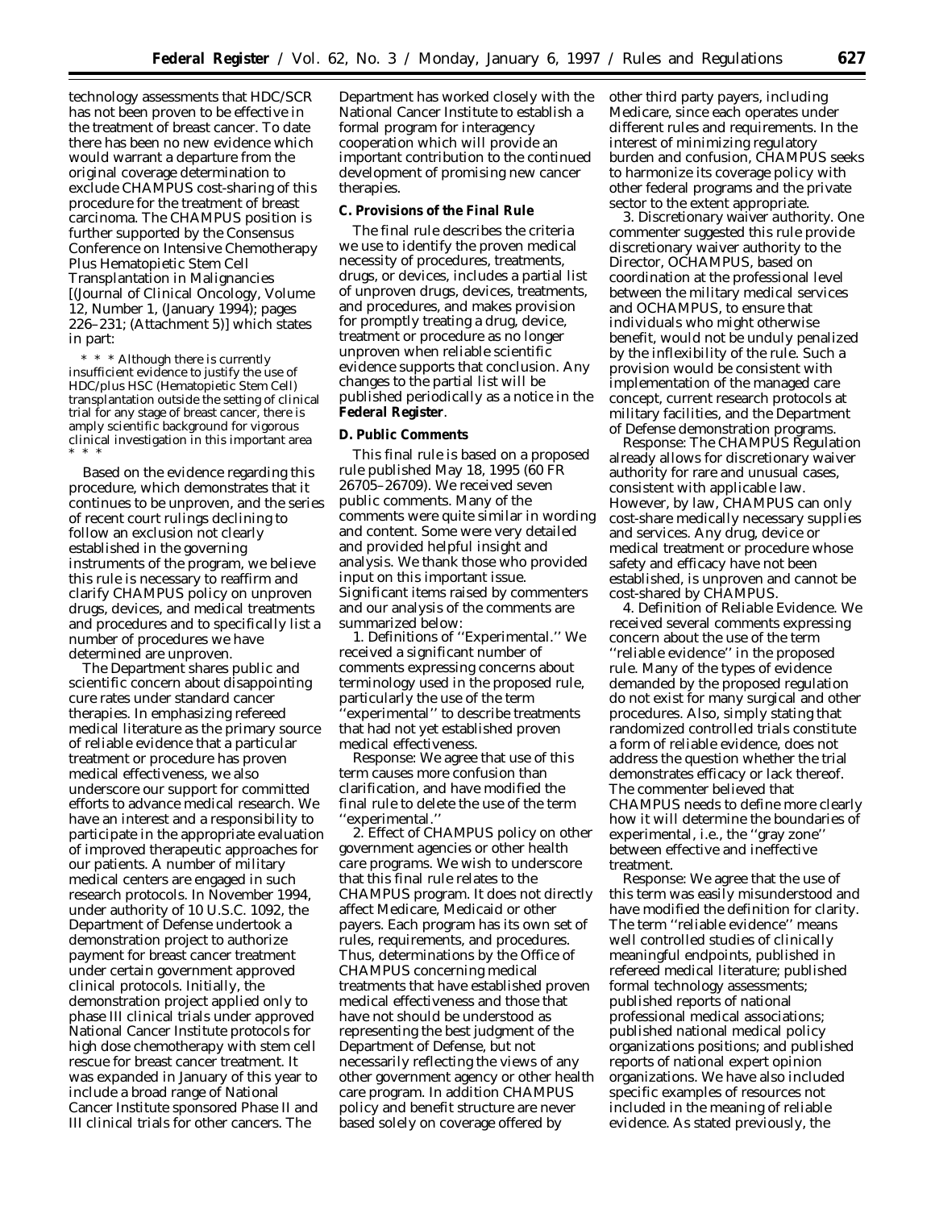technology assessments that HDC/SCR has not been proven to be effective in the treatment of breast cancer. To date there has been no new evidence which would warrant a departure from the original coverage determination to exclude CHAMPUS cost-sharing of this procedure for the treatment of breast carcinoma. The CHAMPUS position is further supported by the Consensus Conference on Intensive Chemotherapy Plus Hematopietic Stem Cell Transplantation in Malignancies [(Journal of Clinical Oncology, Volume 12, Number 1, (January 1994); pages 226–231; (Attachment 5)] which states in part:

> * * * Although there is currently insufficient evidence to justify the use of HDC/plus HSC (Hematopietic Stem Cell) transplantation outside the setting of clinical trial for any stage of breast cancer, there is amply scientific background for vigorous clinical investigation in this important area * * *

Based on the evidence regarding this procedure, which demonstrates that it continues to be unproven, and the series of recent court rulings declining to follow an exclusion not clearly established in the governing instruments of the program, we believe this rule is necessary to reaffirm and clarify CHAMPUS policy on unproven drugs, devices, and medical treatments and procedures and to specifically list a number of procedures we have determined are unproven.

The Department shares public and scientific concern about disappointing cure rates under standard cancer therapies. In emphasizing refereed medical literature as the primary source of reliable evidence that a particular treatment or procedure has proven medical effectiveness, we also underscore our support for committed efforts to advance medical research. We have an interest and a responsibility to participate in the appropriate evaluation of improved therapeutic approaches for our patients. A number of military medical centers are engaged in such research protocols. In November 1994, under authority of 10 U.S.C. 1092, the Department of Defense undertook a demonstration project to authorize payment for breast cancer treatment under certain government approved clinical protocols. Initially, the demonstration project applied only to phase III clinical trials under approved National Cancer Institute protocols for high dose chemotherapy with stem cell rescue for breast cancer treatment. It was expanded in January of this year to include a broad range of National Cancer Institute sponsored Phase II and III clinical trials for other cancers. The Department has worked closely with the National Cancer Institute to establish a formal program for interagency cooperation which will provide an important contribution to the continued development of promising new cancer therapies.

**C. Provisions of the Final Rule**

The final rule describes the criteria we use to identify the proven medical necessity of procedures, treatments, drugs, or devices, includes a partial list of unproven drugs, devices, treatments, and procedures, and makes provision for promptly treating a drug, device, treatment or procedure as no longer unproven when reliable scientific evidence supports that conclusion. Any changes to the partial list will be published periodically as a notice in the **Federal Register**.

**D. Public Comments**

This final rule is based on a proposed rule published May 18, 1995 (60 FR 26705–26709). We received seven public comments. Many of the comments were quite similar in wording and content. Some were very detailed and provided helpful insight and analysis. We thank those who provided input on this important issue. Significant items raised by commenters and our analysis of the comments are summarized below:

1. *Definitions of ''Experimental.''* We received a significant number of comments expressing concerns about terminology used in the proposed rule, particularly the use of the term ''experimental'' to describe treatments that had not yet established proven medical effectiveness.

*Response:* We agree that use of this term causes more confusion than clarification, and have modified the final rule to delete the use of the term ''experimental.''

2. *Effect of CHAMPUS policy on other government agencies or other health care programs.* We wish to underscore that this final rule relates to the CHAMPUS program. It does not directly affect Medicare, Medicaid or other payers. Each program has its own set of rules, requirements, and procedures. Thus, determinations by the Office of CHAMPUS concerning medical treatments that have established proven medical effectiveness and those that have not should be understood as representing the best judgment of the Department of Defense, but not necessarily reflecting the views of any other government agency or other health care program. In addition CHAMPUS policy and benefit structure are never based solely on coverage offered by other third party payers, including Medicare, since each operates under different rules and requirements. In the interest of minimizing regulatory burden and confusion, CHAMPUS seeks to harmonize its coverage policy with other federal programs and the private sector to the extent appropriate.

3. *Discretionary waiver authority.* One commenter suggested this rule provide discretionary waiver authority to the Director, OCHAMPUS, based on coordination at the professional level between the military medical services and OCHAMPUS, to ensure that individuals who might otherwise benefit, would not be unduly penalized by the inflexibility of the rule. Such a provision would be consistent with implementation of the managed care concept, current research protocols at military facilities, and the Department of Defense demonstration programs.

*Response:* The CHAMPUS Regulation already allows for discretionary waiver authority for rare and unusual cases, consistent with applicable law. However, by law, CHAMPUS can only cost-share medically necessary supplies and services. Any drug, device or medical treatment or procedure whose safety and efficacy have not been established, is unproven and cannot be cost-shared by CHAMPUS.

4. *Definition of Reliable Evidence.* We received several comments expressing concern about the use of the term ''reliable evidence'' in the proposed rule. Many of the types of evidence demanded by the proposed regulation do not exist for many surgical and other procedures. Also, simply stating that randomized controlled trials constitute a form of reliable evidence, does not address the question whether the trial demonstrates efficacy or lack thereof. The commenter believed that CHAMPUS needs to define more clearly how it will determine the boundaries of experimental, i.e., the ''gray zone'' between effective and ineffective treatment.

*Response:* We agree that the use of this term was easily misunderstood and have modified the definition for clarity. The term ''reliable evidence'' means well controlled studies of clinically meaningful endpoints, published in refereed medical literature; published formal technology assessments; published reports of national professional medical associations; published national medical policy organizations positions; and published reports of national expert opinion organizations. We have also included specific examples of resources not included in the meaning of reliable evidence. As stated previously, the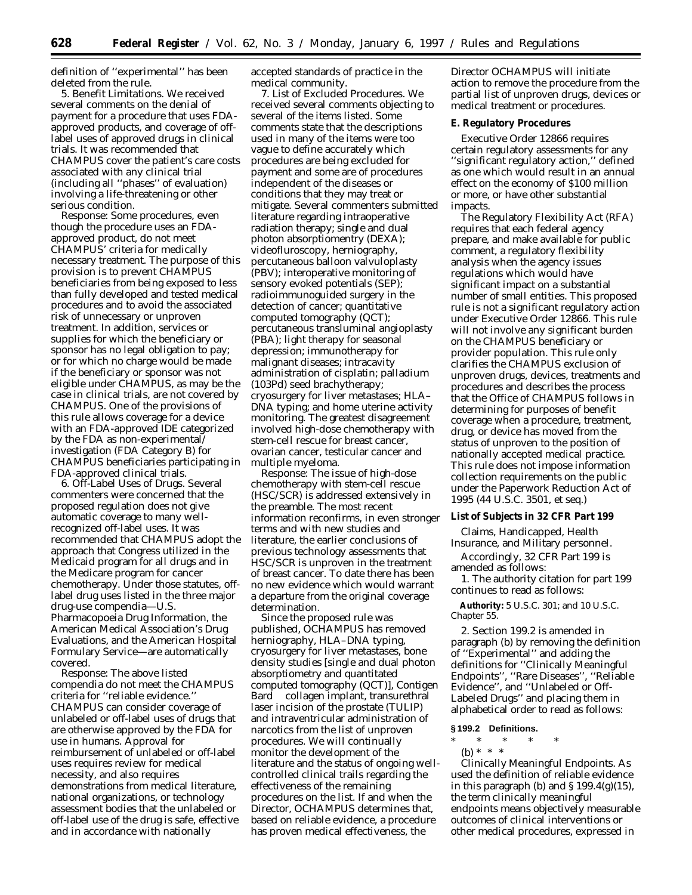definition of ''experimental'' has been deleted from the rule.

5. Benefit Limitations. We received several comments on the denial of payment for a procedure that uses FDA-approved products, and coverage of off-label uses of approved drugs in clinical trials. It was recommended that CHAMPUS cover the patient's care costs associated with any clinical trial (including all ''phases'' of evaluation) involving a life-threatening or other serious condition.

Response: Some procedures, even though the procedure uses an FDA-approved product, do not meet CHAMPUS' criteria for medically necessary treatment. The purpose of this provision is to prevent CHAMPUS beneficiaries from being exposed to less than fully developed and tested medical procedures and to avoid the associated risk of unnecessary or unproven treatment. In addition, services or supplies for which the beneficiary or sponsor has no legal obligation to pay; or for which no charge would be made if the beneficiary or sponsor was not eligible under CHAMPUS, as may be the case in clinical trials, are not covered by CHAMPUS. One of the provisions of this rule allows coverage for a device with an FDA-approved IDE categorized by the FDA as non-experimental/investigation (FDA Category B) for CHAMPUS beneficiaries participating in FDA-approved clinical trials.

6. Off-Label Uses of Drugs. Several commenters were concerned that the proposed regulation does not give automatic coverage to many well-recognized off-label uses. It was recommended that CHAMPUS adopt the approach that Congress utilized in the Medicaid program for all drugs and in the Medicare program for cancer chemotherapy. Under those statutes, off-label drug uses listed in the three major drug-use compendia—U.S. Pharmacopoeia Drug Information, the American Medical Association's Drug Evaluations, and the American Hospital Formulary Service—are automatically covered.

Response: The above listed compendia do not meet the CHAMPUS criteria for ''reliable evidence.'' CHAMPUS can consider coverage of unlabeled or off-label uses of drugs that are otherwise approved by the FDA for use in humans. Approval for reimbursement of unlabeled or off-label uses requires review for medical necessity, and also requires demonstrations from medical literature, national organizations, or technology assessment bodies that the unlabeled or off-label use of the drug is safe, effective and in accordance with nationally accepted standards of practice in the medical community.

7. List of Excluded Procedures. We received several comments objecting to several of the items listed. Some comments state that the descriptions used in many of the items were too vague to define accurately which procedures are being excluded for payment and some are of procedures independent of the diseases or conditions that they may treat or mitigate. Several commenters submitted literature regarding intraoperative radiation therapy; single and dual photon absorptiomentry (DEXA); videofluroscopy, herniography, percutaneous balloon valvuloplasty (PBV); interoperative monitoring of sensory evoked potentials (SEP); radioimmunoguided surgery in the detection of cancer; quantitative computed tomography (QCT); percutaneous transluminal angioplasty (PBA); light therapy for seasonal depression; immunotherapy for malignant diseases; intracavity administration of cisplatin; palladium (103Pd) seed brachytherapy; cryosurgery for liver metastases; HLA–DNA typing; and home uterine activity monitoring. The greatest disagreement involved high-dose chemotherapy with stem-cell rescue for breast cancer, ovarian cancer, testicular cancer and multiple myeloma.

Response: The issue of high-dose chemotherapy with stem-cell rescue (HSC/SCR) is addressed extensively in the preamble. The most recent information reconfirms, in even stronger terms and with new studies and literature, the earlier conclusions of previous technology assessments that HSC/SCR is unproven in the treatment of breast cancer. To date there has been no new evidence which would warrant a departure from the original coverage determination.

Since the proposed rule was published, OCHAMPUS has removed herniography, HLA–DNA typing, cryosurgery for liver metastases, bone density studies [single and dual photon absorptiometry and quantitated computed tomography (QCT)], Contigen Bard collagen implant, transurethral laser incision of the prostate (TULIP) and intraventricular administration of narcotics from the list of unproven procedures. We will continually monitor the development of the literature and the status of ongoing well-controlled clinical trails regarding the effectiveness of the remaining procedures on the list. If and when the Director, OCHAMPUS determines that, based on reliable evidence, a procedure has proven medical effectiveness, the Director OCHAMPUS will initiate action to remove the procedure from the partial list of unproven drugs, devices or medical treatment or procedures.

**E. Regulatory Procedures**

Executive Order 12866 requires certain regulatory assessments for any ''significant regulatory action,'' defined as one which would result in an annual effect on the economy of $100 million or more, or have other substantial impacts.

The Regulatory Flexibility Act (RFA) requires that each federal agency prepare, and make available for public comment, a regulatory flexibility analysis when the agency issues regulations which would have significant impact on a substantial number of small entities. This proposed rule is not a significant regulatory action under Executive Order 12866. This rule will not involve any significant burden on the CHAMPUS beneficiary or provider population. This rule only clarifies the CHAMPUS exclusion of unproven drugs, devices, treatments and procedures and describes the process that the Office of CHAMPUS follows in determining for purposes of benefit coverage when a procedure, treatment, drug, or device has moved from the status of unproven to the position of nationally accepted medical practice. This rule does not impose information collection requirements on the public under the Paperwork Reduction Act of 1995 (44 U.S.C. 3501, et seq.)

**List of Subjects in 32 CFR Part 199**

Claims, Handicapped, Health Insurance, and Military personnel.

Accordingly, 32 CFR Part 199 is amended as follows:

1. The authority citation for part 199 continues to read as follows:

**Authority:** 5 U.S.C. 301; and 10 U.S.C. Chapter 55.

2. Section 199.2 is amended in paragraph (b) by removing the definition of ''Experimental'' and adding the definitions for ''Clinically Meaningful Endpoints'', ''Rare Diseases'', ''Reliable Evidence'', and ''Unlabeled or Off-Labeled Drugs'' and placing them in alphabetical order to read as follows:

**§ 199.2 Definitions.**

\* \* \* \* \*

(b) \* \* \*

*Clinically Meaningful Endpoints.* As used the definition of reliable evidence in this paragraph (b) and § 199.4(g)(15), the term clinically meaningful endpoints means objectively measurable outcomes of clinical interventions or other medical procedures, expressed in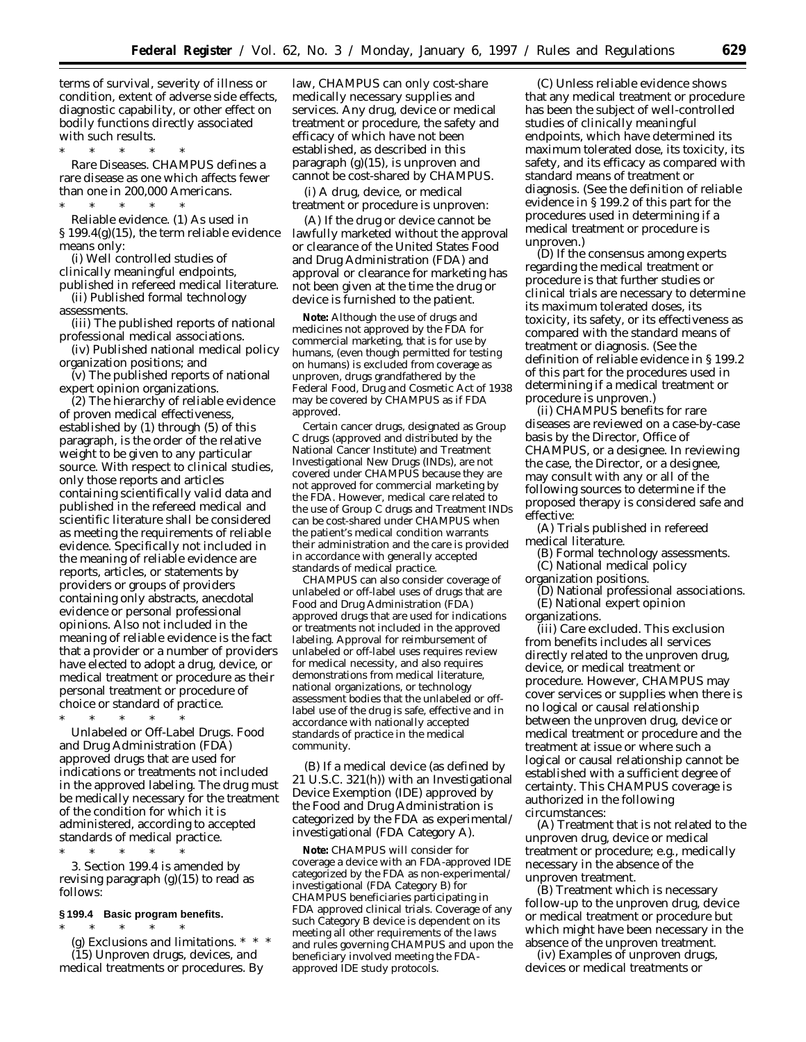terms of survival, severity of illness or condition, extent of adverse side effects, diagnostic capability, or other effect on bodily functions directly associated with such results.

\* \* \* \* \*

*Rare Diseases.* CHAMPUS defines a rare disease as one which affects fewer than one in 200,000 Americans.

\* \* \* \* \*

*Reliable evidence.* (1) As used in § 199.4(g)(15), the term reliable evidence means only:

(i) Well controlled studies of clinically meaningful endpoints, published in refereed medical literature.

(ii) Published formal technology assessments.

(iii) The published reports of national professional medical associations.

(iv) Published national medical policy organization positions; and

(v) The published reports of national expert opinion organizations.

(2) The hierarchy of reliable evidence of proven medical effectiveness, established by (1) through (5) of this paragraph, is the order of the relative weight to be given to any particular source. With respect to clinical studies, only those reports and articles containing scientifically valid data and published in the refereed medical and scientific literature shall be considered as meeting the requirements of reliable evidence. Specifically not included in the meaning of reliable evidence are reports, articles, or statements by providers or groups of providers containing only abstracts, anecdotal evidence or personal professional opinions. Also not included in the meaning of reliable evidence is the fact that a provider or a number of providers have elected to adopt a drug, device, or medical treatment or procedure as their personal treatment or procedure of choice or standard of practice.

\* \* \* \* \*

*Unlabeled or Off-Label Drugs.* Food and Drug Administration (FDA) approved drugs that are used for indications or treatments not included in the approved labeling. The drug must be medically necessary for the treatment of the condition for which it is administered, according to accepted standards of medical practice.

\* \* \* \* \*

3. Section 199.4 is amended by revising paragraph (g)(15) to read as follows:

### § 199.4 Basic program benefits.

\* \* \* \* \*

(g) *Exclusions and limitations.* \* \* \*

(15) *Unproven drugs, devices, and medical treatments or procedures.* By law, CHAMPUS can only cost-share medically necessary supplies and services. Any drug, device or medical treatment or procedure, the safety and efficacy of which have not been established, as described in this paragraph (g)(15), is unproven and cannot be cost-shared by CHAMPUS.

(i) A drug, device, or medical treatment or procedure is unproven:

(A) If the drug or device cannot be lawfully marketed without the approval or clearance of the United States Food and Drug Administration (FDA) and approval or clearance for marketing has not been given at the time the drug or device is furnished to the patient.

**Note:** Although the use of drugs and medicines not approved by the FDA for commercial marketing, that is for use by humans, (even though permitted for testing on humans) is excluded from coverage as unproven, drugs grandfathered by the Federal Food, Drug and Cosmetic Act of 1938 may be covered by CHAMPUS as if FDA approved.

Certain cancer drugs, designated as Group C drugs (approved and distributed by the National Cancer Institute) and Treatment Investigational New Drugs (INDs), are not covered under CHAMPUS because they are not approved for commercial marketing by the FDA. However, medical care related to the use of Group C drugs and Treatment INDs can be cost-shared under CHAMPUS when the patient's medical condition warrants their administration and the care is provided in accordance with generally accepted standards of medical practice.

CHAMPUS can also consider coverage of unlabeled or off-label uses of drugs that are Food and Drug Administration (FDA) approved drugs that are used for indications or treatments not included in the approved labeling. Approval for reimbursement of unlabeled or off-label uses requires review for medical necessity, and also requires demonstrations from medical literature, national organizations, or technology assessment bodies that the unlabeled or off-label use of the drug is safe, effective and in accordance with nationally accepted standards of practice in the medical community.

(B) If a medical device (as defined by 21 U.S.C. 321(h)) with an Investigational Device Exemption (IDE) approved by the Food and Drug Administration is categorized by the FDA as experimental/investigational (FDA Category A).

**Note:** CHAMPUS will consider for coverage a device with an FDA-approved IDE categorized by the FDA as non-experimental/investigational (FDA Category B) for CHAMPUS beneficiaries participating in FDA approved clinical trials. Coverage of any such Category B device is dependent on its meeting all other requirements of the laws and rules governing CHAMPUS and upon the beneficiary involved meeting the FDA-approved IDE study protocols.

(C) Unless reliable evidence shows that any medical treatment or procedure has been the subject of well-controlled studies of clinically meaningful endpoints, which have determined its maximum tolerated dose, its toxicity, its safety, and its efficacy as compared with standard means of treatment or diagnosis. (See the definition of reliable evidence in § 199.2 of this part for the procedures used in determining if a medical treatment or procedure is unproven.)

(D) If the consensus among experts regarding the medical treatment or procedure is that further studies or clinical trials are necessary to determine its maximum tolerated doses, its toxicity, its safety, or its effectiveness as compared with the standard means of treatment or diagnosis. (See the definition of reliable evidence in § 199.2 of this part for the procedures used in determining if a medical treatment or procedure is unproven.)

(ii) CHAMPUS benefits for rare diseases are reviewed on a case-by-case basis by the Director, Office of CHAMPUS, or a designee. In reviewing the case, the Director, or a designee, may consult with any or all of the following sources to determine if the proposed therapy is considered safe and effective:

(A) Trials published in refereed medical literature.

(B) Formal technology assessments.

(C) National medical policy organization positions.

(D) National professional associations.

(E) National expert opinion organizations.

(iii) *Care excluded.* This exclusion from benefits includes all services directly related to the unproven drug, device, or medical treatment or procedure. However, CHAMPUS may cover services or supplies when there is no logical or causal relationship between the unproven drug, device or medical treatment or procedure and the treatment at issue or where such a logical or causal relationship cannot be established with a sufficient degree of certainty. This CHAMPUS coverage is authorized in the following circumstances:

(A) Treatment that is not related to the unproven drug, device or medical treatment or procedure; e.g., medically necessary in the absence of the unproven treatment.

(B) Treatment which is necessary follow-up to the unproven drug, device or medical treatment or procedure but which might have been necessary in the absence of the unproven treatment.

(iv) *Examples of unproven drugs, devices or medical treatments or*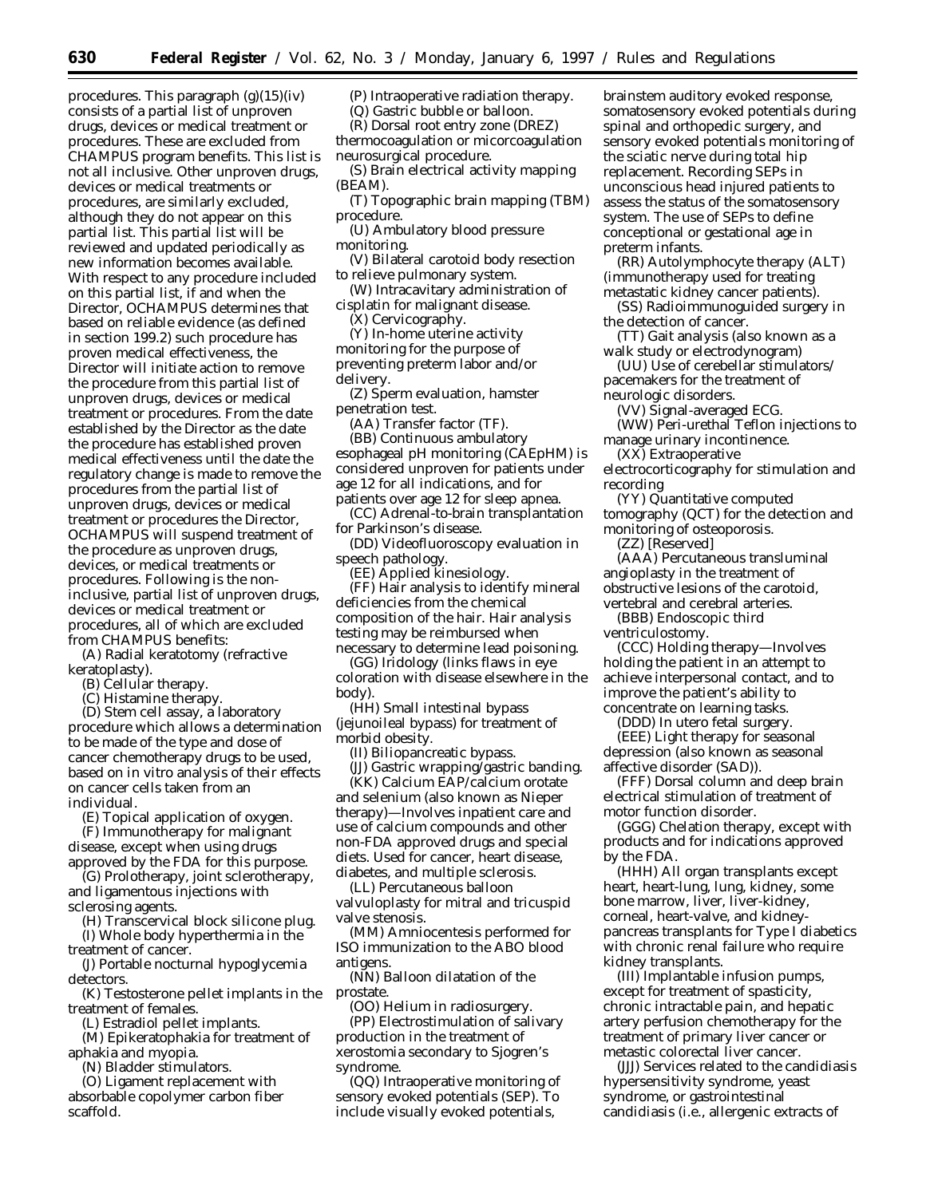procedures. This paragraph (g)(15)(iv) consists of a partial list of unproven drugs, devices or medical treatment or procedures. These are excluded from CHAMPUS program benefits. This list is not all inclusive. Other unproven drugs, devices or medical treatments or procedures, are similarly excluded, although they do not appear on this partial list. This partial list will be reviewed and updated periodically as new information becomes available. With respect to any procedure included on this partial list, if and when the Director, OCHAMPUS determines that based on reliable evidence (as defined in section 199.2) such procedure has proven medical effectiveness, the Director will initiate action to remove the procedure from this partial list of unproven drugs, devices or medical treatment or procedures. From the date established by the Director as the date the procedure has established proven medical effectiveness until the date the regulatory change is made to remove the procedures from the partial list of unproven drugs, devices or medical treatment or procedures the Director, OCHAMPUS will suspend treatment of the procedure as unproven drugs, devices, or medical treatments or procedures. Following is the non-inclusive, partial list of unproven drugs, devices or medical treatment or procedures, all of which are excluded from CHAMPUS benefits:

(A) Radial keratotomy (refractive keratoplasty).

(B) Cellular therapy.

(C) Histamine therapy.

(D) Stem cell assay, a laboratory procedure which allows a determination to be made of the type and dose of cancer chemotherapy drugs to be used, based on in vitro analysis of their effects on cancer cells taken from an individual.

(E) Topical application of oxygen.

(F) Immunotherapy for malignant disease, except when using drugs approved by the FDA for this purpose.

(G) Prolotherapy, joint sclerotherapy, and ligamentous injections with sclerosing agents.

(H) Transcervical block silicone plug.

(I) Whole body hyperthermia in the treatment of cancer.

(J) Portable nocturnal hypoglycemia detectors.

(K) Testosterone pellet implants in the treatment of females.

(L) Estradiol pellet implants.

(M) Epikeratophakia for treatment of aphakia and myopia.

(N) Bladder stimulators.

(O) Ligament replacement with absorbable copolymer carbon fiber scaffold.

(P) Intraoperative radiation therapy.

(Q) Gastric bubble or balloon.

(R) Dorsal root entry zone (DREZ) thermocoagulation or micorcoagulation neurosurgical procedure.

(S) Brain electrical activity mapping (BEAM).

(T) Topographic brain mapping (TBM) procedure.

(U) Ambulatory blood pressure monitoring.

(V) Bilateral carotoid body resection to relieve pulmonary system.

(W) Intracavitary administration of cisplatin for malignant disease.

(X) Cervicography.

(Y) In-home uterine activity monitoring for the purpose of preventing preterm labor and/or delivery.

(Z) Sperm evaluation, hamster penetration test.

(AA) Transfer factor (TF).

(BB) Continuous ambulatory esophageal pH monitoring (CAEpHM) is considered unproven for patients under age 12 for all indications, and for patients over age 12 for sleep apnea.

(CC) Adrenal-to-brain transplantation for Parkinson's disease.

(DD) Videofluoroscopy evaluation in speech pathology.

(EE) Applied kinesiology.

(FF) Hair analysis to identify mineral deficiencies from the chemical composition of the hair. Hair analysis testing may be reimbursed when necessary to determine lead poisoning.

(GG) Iridology (links flaws in eye coloration with disease elsewhere in the body).

(HH) Small intestinal bypass (jejunoileal bypass) for treatment of morbid obesity.

(II) Biliopancreatic bypass.

(JJ) Gastric wrapping/gastric banding.

(KK) Calcium EAP/calcium orotate and selenium (also known as Nieper therapy)—Involves inpatient care and use of calcium compounds and other non-FDA approved drugs and special diets. Used for cancer, heart disease, diabetes, and multiple sclerosis.

(LL) Percutaneous balloon valvuloplasty for mitral and tricuspid valve stenosis.

(MM) Amniocentesis performed for ISO immunization to the ABO blood antigens.

(NN) Balloon dilatation of the prostate.

(OO) Helium in radiosurgery.

(PP) Electrostimulation of salivary production in the treatment of xerostomia secondary to Sjogren's syndrome.

(QQ) Intraoperative monitoring of sensory evoked potentials (SEP). To include visually evoked potentials, brainstem auditory evoked response, somatosensory evoked potentials during spinal and orthopedic surgery, and sensory evoked potentials monitoring of the sciatic nerve during total hip replacement. Recording SEPs in unconscious head injured patients to assess the status of the somatosensory system. The use of SEPs to define conceptional or gestational age in preterm infants.

(RR) Autolymphocyte therapy (ALT) (immunotherapy used for treating metastatic kidney cancer patients).

(SS) Radioimmunoguided surgery in the detection of cancer.

(TT) Gait analysis (also known as a walk study or electrodynogram)

(UU) Use of cerebellar stimulators/pacemakers for the treatment of neurologic disorders.

(VV) Signal-averaged ECG.

(WW) Peri-urethal Teflon injections to manage urinary incontinence.

(XX) Extraoperative electrocorticography for stimulation and recording

(YY) Quantitative computed tomography (QCT) for the detection and monitoring of osteoporosis.

(ZZ) [Reserved]

(AAA) Percutaneous transluminal angioplasty in the treatment of obstructive lesions of the carotoid, vertebral and cerebral arteries.

(BBB) Endoscopic third ventriculostomy.

(CCC) Holding therapy—Involves holding the patient in an attempt to achieve interpersonal contact, and to improve the patient's ability to concentrate on learning tasks.

(DDD) In utero fetal surgery.

(EEE) Light therapy for seasonal depression (also known as seasonal affective disorder (SAD)).

(FFF) Dorsal column and deep brain electrical stimulation of treatment of motor function disorder.

(GGG) Chelation therapy, except with products and for indications approved by the FDA.

(HHH) All organ transplants except heart, heart-lung, lung, kidney, some bone marrow, liver, liver-kidney, corneal, heart-valve, and kidney-pancreas transplants for Type I diabetics with chronic renal failure who require kidney transplants.

(III) Implantable infusion pumps, except for treatment of spasticity, chronic intractable pain, and hepatic artery perfusion chemotherapy for the treatment of primary liver cancer or metastic colorectal liver cancer.

(JJJ) Services related to the candidiasis hypersensitivity syndrome, yeast syndrome, or gastrointestinal candidiasis (i.e., allergenic extracts of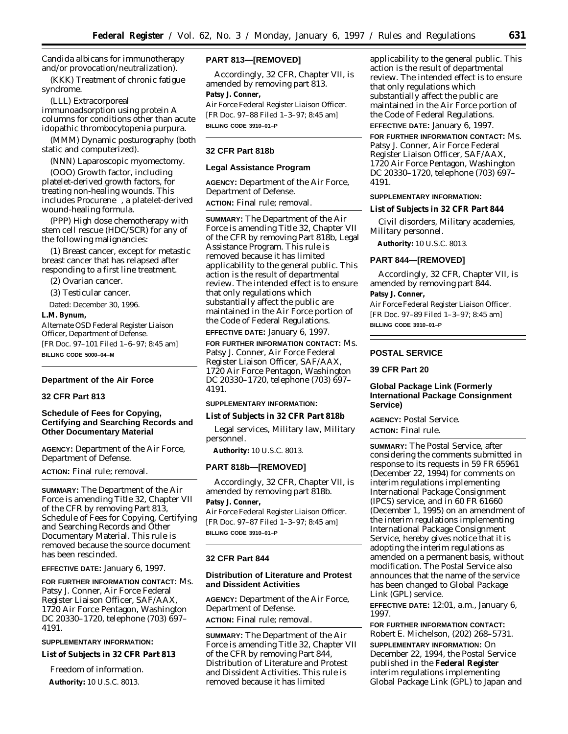Candida albicans for immunotherapy and/or provocation/neutralization).

(KKK) Treatment of chronic fatigue syndrome.

(LLL) Extracorporeal immunoadsorption using protein A columns for conditions other than acute idopathic thrombocytopenia purpura.

(MMM) Dynamic posturography (both static and computerized).

(NNN) Laparoscopic myomectomy.

(OOO) Growth factor, including platelet-derived growth factors, for treating non-healing wounds. This includes Procurene , a platelet-derived wound-healing formula.

(PPP) High dose chemotherapy with stem cell rescue (HDC/SCR) for any of the following malignancies:

(1) Breast cancer, except for metastic breast cancer that has relapsed after responding to a first line treatment.

(2) Ovarian cancer.

(3) Testicular cancer.

Dated: December 30, 1996.

**L.M. Bynum,**

*Alternate OSD Federal Register Liaison Officer, Department of Defense.*

[FR Doc. 97–101 Filed 1–6–97; 8:45 am]

**BILLING CODE 5000–04–M**

---

## Department of the Air Force

### 32 CFR Part 813

### Schedule of Fees for Copying, Certifying and Searching Records and Other Documentary Material

**AGENCY:** Department of the Air Force, Department of Defense.

**ACTION:** Final rule; removal.

**SUMMARY:** The Department of the Air Force is amending Title 32, Chapter VII of the CFR by removing Part 813, Schedule of Fees for Copying, Certifying and Searching Records and Other Documentary Material. This rule is removed because the source document has been rescinded.

**EFFECTIVE DATE:** January 6, 1997.

**FOR FURTHER INFORMATION CONTACT:** Ms. Patsy J. Conner, Air Force Federal Register Liaison Officer, SAF/AAX, 1720 Air Force Pentagon, Washington DC 20330–1720, telephone (703) 697–4191.

**SUPPLEMENTARY INFORMATION:**

**List of Subjects in 32 CFR Part 813**

Freedom of information.

**Authority:** 10 U.S.C. 8013.

**PART 813—[REMOVED]**

Accordingly, 32 CFR, Chapter VII, is amended by removing part 813.

**Patsy J. Conner,**

*Air Force Federal Register Liaison Officer.*

[FR Doc. 97–88 Filed 1–3–97; 8:45 am]

**BILLING CODE 3910–01–P**

---

### 32 CFR Part 818b

### Legal Assistance Program

**AGENCY:** Department of the Air Force, Department of Defense.

**ACTION:** Final rule; removal.

**SUMMARY:** The Department of the Air Force is amending Title 32, Chapter VII of the CFR by removing Part 818b, Legal Assistance Program. This rule is removed because it has limited applicability to the general public. This action is the result of departmental review. The intended effect is to ensure that only regulations which substantially affect the public are maintained in the Air Force portion of the Code of Federal Regulations.

**EFFECTIVE DATE:** January 6, 1997.

**FOR FURTHER INFORMATION CONTACT:** Ms. Patsy J. Conner, Air Force Federal Register Liaison Officer, SAF/AAX, 1720 Air Force Pentagon, Washington DC 20330–1720, telephone (703) 697–4191.

**SUPPLEMENTARY INFORMATION:**

**List of Subjects in 32 CFR Part 818b**

Legal services, Military law, Military personnel.

**Authority:** 10 U.S.C. 8013.

**PART 818b—[REMOVED]**

Accordingly, 32 CFR, Chapter VII, is amended by removing part 818b.

**Patsy J. Conner,**

*Air Force Federal Register Liaison Officer.*

[FR Doc. 97–87 Filed 1–3–97; 8:45 am]

**BILLING CODE 3910–01–P**

---

### 32 CFR Part 844

### Distribution of Literature and Protest and Dissident Activities

**AGENCY:** Department of the Air Force, Department of Defense.

**ACTION:** Final rule; removal.

**SUMMARY:** The Department of the Air Force is amending Title 32, Chapter VII of the CFR by removing Part 844, Distribution of Literature and Protest and Dissident Activities. This rule is removed because it has limited applicability to the general public. This action is the result of departmental review. The intended effect is to ensure that only regulations which substantially affect the public are maintained in the Air Force portion of the Code of Federal Regulations.

**EFFECTIVE DATE:** January 6, 1997.

**FOR FURTHER INFORMATION CONTACT:** Ms. Patsy J. Conner, Air Force Federal Register Liaison Officer, SAF/AAX, 1720 Air Force Pentagon, Washington DC 20330–1720, telephone (703) 697–4191.

**SUPPLEMENTARY INFORMATION:**

**List of Subjects in 32 CFR Part 844**

Civil disorders, Military academies, Military personnel.

**Authority:** 10 U.S.C. 8013.

**PART 844—[REMOVED]**

Accordingly, 32 CFR, Chapter VII, is amended by removing part 844.

**Patsy J. Conner,**

*Air Force Federal Register Liaison Officer.*

[FR Doc. 97–89 Filed 1–3–97; 8:45 am]

**BILLING CODE 3910–01–P**

---

## POSTAL SERVICE

### 39 CFR Part 20

### Global Package Link (Formerly International Package Consignment Service)

**AGENCY:** Postal Service.

**ACTION:** Final rule.

**SUMMARY:** The Postal Service, after considering the comments submitted in response to its requests in 59 FR 65961 (December 22, 1994) for comments on interim regulations implementing International Package Consignment (IPCS) service, and in 60 FR 61660 (December 1, 1995) on an amendment of the interim regulations implementing International Package Consignment Service, hereby gives notice that it is adopting the interim regulations as amended on a permanent basis, without modification. The Postal Service also announces that the name of the service has been changed to Global Package Link (GPL) service.

**EFFECTIVE DATE:** 12:01, a.m., January 6, 1997.

**FOR FURTHER INFORMATION CONTACT:** Robert E. Michelson, (202) 268–5731.

**SUPPLEMENTARY INFORMATION:** On December 22, 1994, the Postal Service published in the **Federal Register** interim regulations implementing Global Package Link (GPL) to Japan and